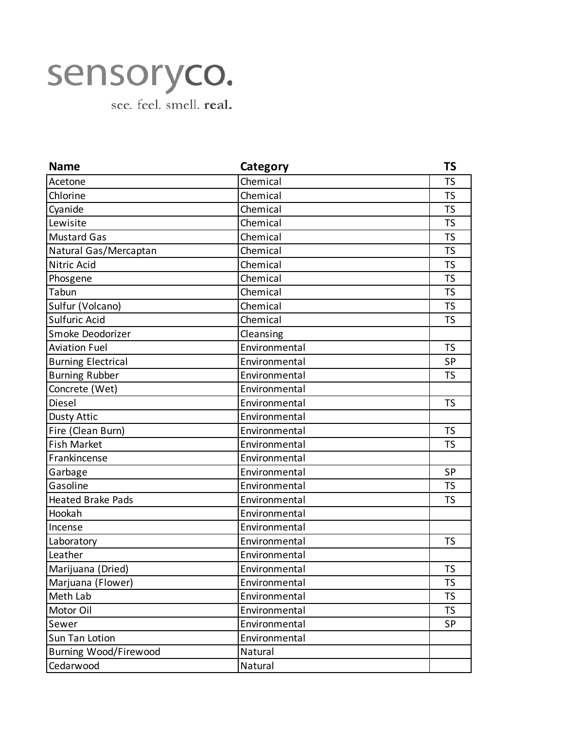sensoryco.

see. feel. smell. **real.**

| Name | Category | TS |
|---|---|---|
| Acetone | Chemical | TS |
| Chlorine | Chemical | TS |
| Cyanide | Chemical | TS |
| Lewisite | Chemical | TS |
| Mustard Gas | Chemical | TS |
| Natural Gas/Mercaptan | Chemical | TS |
| Nitric Acid | Chemical | TS |
| Phosgene | Chemical | TS |
| Tabun | Chemical | TS |
| Sulfur (Volcano) | Chemical | TS |
| Sulfuric Acid | Chemical | TS |
| Smoke Deodorizer | Cleansing | |
| Aviation Fuel | Environmental | TS |
| Burning Electrical | Environmental | SP |
| Burning Rubber | Environmental | TS |
| Concrete (Wet) | Environmental | |
| Diesel | Environmental | TS |
| Dusty Attic | Environmental | |
| Fire (Clean Burn) | Environmental | TS |
| Fish Market | Environmental | TS |
| Frankincense | Environmental | |
| Garbage | Environmental | SP |
| Gasoline | Environmental | TS |
| Heated Brake Pads | Environmental | TS |
| Hookah | Environmental | |
| Incense | Environmental | |
| Laboratory | Environmental | TS |
| Leather | Environmental | |
| Marijuana (Dried) | Environmental | TS |
| Marjuana (Flower) | Environmental | TS |
| Meth Lab | Environmental | TS |
| Motor Oil | Environmental | TS |
| Sewer | Environmental | SP |
| Sun Tan Lotion | Environmental | |
| Burning Wood/Firewood | Natural | |
| Cedarwood | Natural | |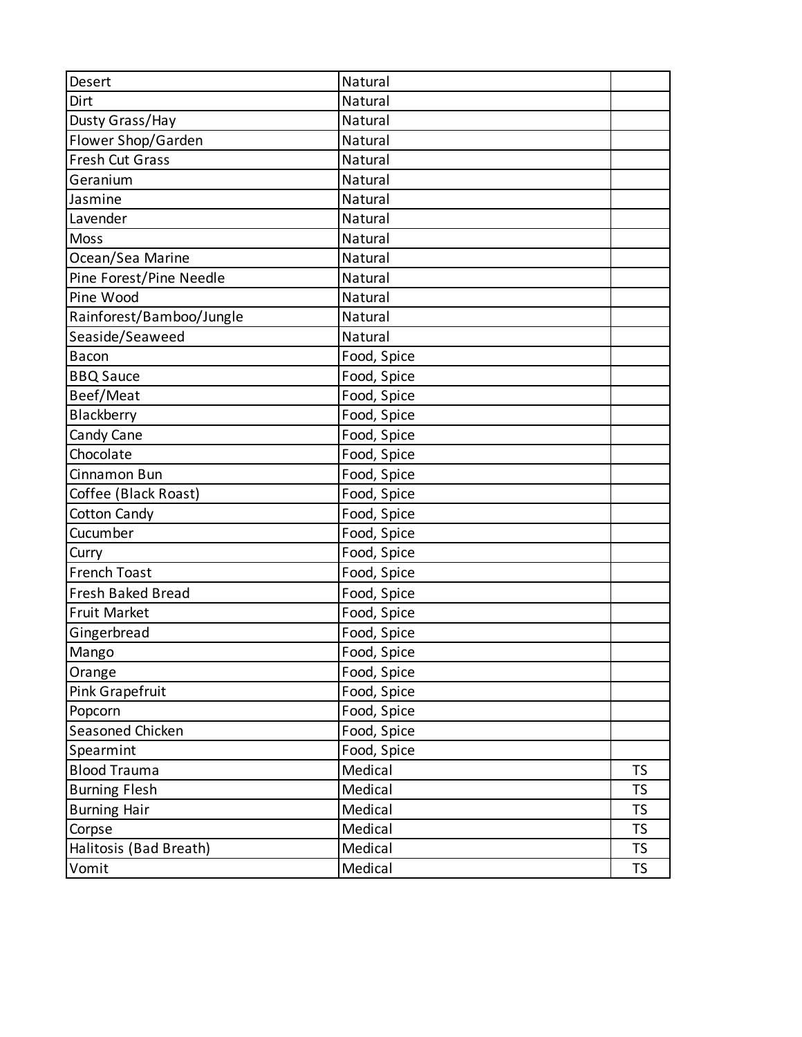| | | |
|---|---|---|
| Desert | Natural | |
| Dirt | Natural | |
| Dusty Grass/Hay | Natural | |
| Flower Shop/Garden | Natural | |
| Fresh Cut Grass | Natural | |
| Geranium | Natural | |
| Jasmine | Natural | |
| Lavender | Natural | |
| Moss | Natural | |
| Ocean/Sea Marine | Natural | |
| Pine Forest/Pine Needle | Natural | |
| Pine Wood | Natural | |
| Rainforest/Bamboo/Jungle | Natural | |
| Seaside/Seaweed | Natural | |
| Bacon | Food, Spice | |
| BBQ Sauce | Food, Spice | |
| Beef/Meat | Food, Spice | |
| Blackberry | Food, Spice | |
| Candy Cane | Food, Spice | |
| Chocolate | Food, Spice | |
| Cinnamon Bun | Food, Spice | |
| Coffee (Black Roast) | Food, Spice | |
| Cotton Candy | Food, Spice | |
| Cucumber | Food, Spice | |
| Curry | Food, Spice | |
| French Toast | Food, Spice | |
| Fresh Baked Bread | Food, Spice | |
| Fruit Market | Food, Spice | |
| Gingerbread | Food, Spice | |
| Mango | Food, Spice | |
| Orange | Food, Spice | |
| Pink Grapefruit | Food, Spice | |
| Popcorn | Food, Spice | |
| Seasoned Chicken | Food, Spice | |
| Spearmint | Food, Spice | |
| Blood Trauma | Medical | TS |
| Burning Flesh | Medical | TS |
| Burning Hair | Medical | TS |
| Corpse | Medical | TS |
| Halitosis (Bad Breath) | Medical | TS |
| Vomit | Medical | TS |